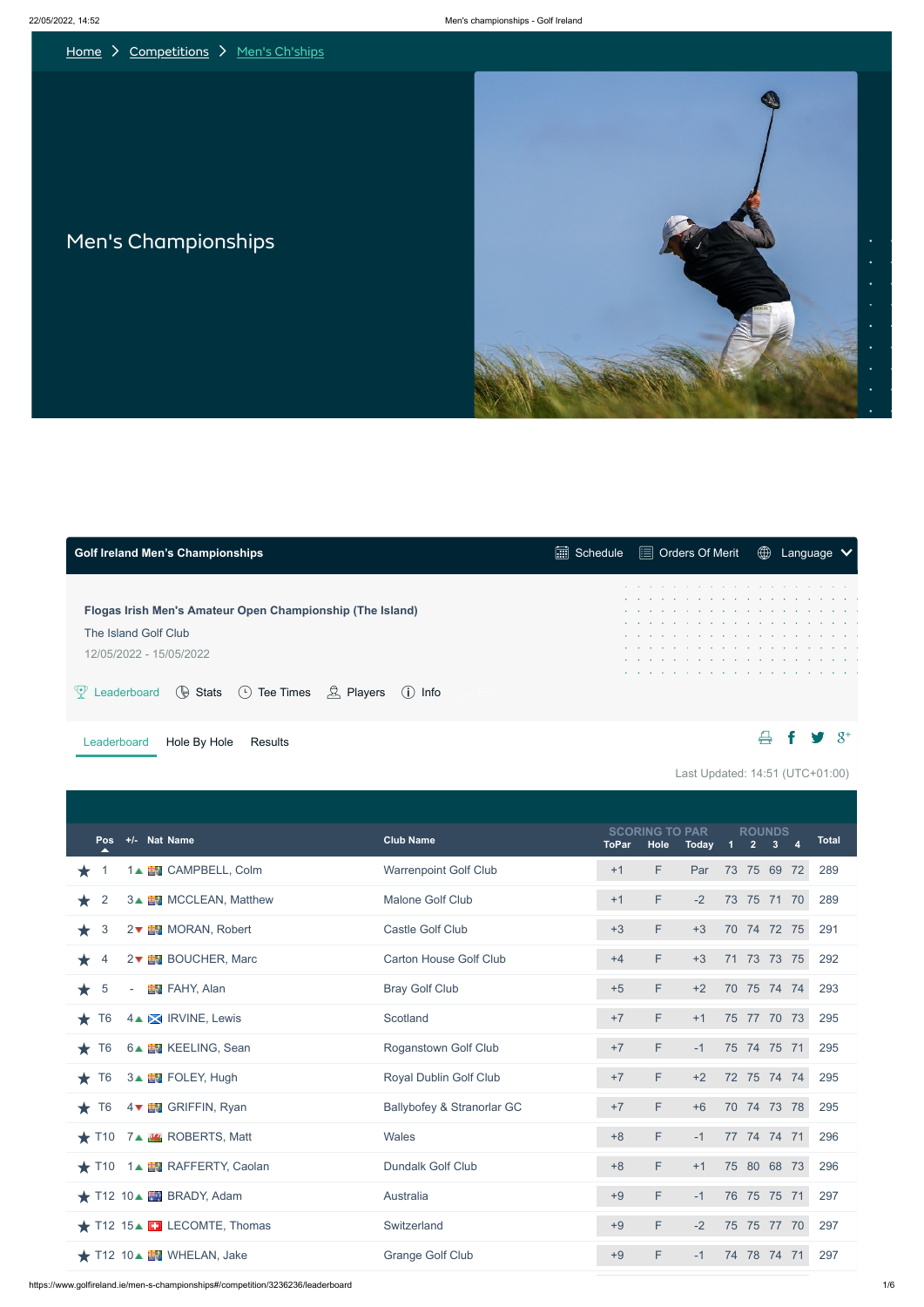Home > Competitions > Men's Ch'ships

# Men's Championships

Golf Ireland Men's Championships — Schedule | Orders Of Merit | Language

**Flogas Irish Men's Amateur Open Championship (The Island)**

The Island Golf Club

12/05/2022 - 15/05/2022

Leaderboard | Stats | Tee Times | Players | Info

Leaderboard | Hole By Hole | Results

Last Updated: 14:51 (UTC+01:00)

| | Pos | +/- | Nat | Name | Club Name | SCORING TO PAR | | | ROUNDS | | | | Total |
|---|---|---|---|---|---|---|---|---|---|---|---|---|---|
| | | | | | | ToPar | Hole | Today | 1 | 2 | 3 | 4 | |
| ★ | 1 | 1▲ | | CAMPBELL, Colm | Warrenpoint Golf Club | +1 | F | Par | 73 | 75 | 69 | 72 | 289 |
| ★ | 2 | 3▲ | | MCCLEAN, Matthew | Malone Golf Club | +1 | F | -2 | 73 | 75 | 71 | 70 | 289 |
| ★ | 3 | 2▼ | | MORAN, Robert | Castle Golf Club | +3 | F | +3 | 70 | 74 | 72 | 75 | 291 |
| ★ | 4 | 2▼ | | BOUCHER, Marc | Carton House Golf Club | +4 | F | +3 | 71 | 73 | 73 | 75 | 292 |
| ★ | 5 | - | | FAHY, Alan | Bray Golf Club | +5 | F | +2 | 70 | 75 | 74 | 74 | 293 |
| ★ | T6 | 4▲ | | IRVINE, Lewis | Scotland | +7 | F | +1 | 75 | 77 | 70 | 73 | 295 |
| ★ | T6 | 6▲ | | KEELING, Sean | Roganstown Golf Club | +7 | F | -1 | 75 | 74 | 75 | 71 | 295 |
| ★ | T6 | 3▲ | | FOLEY, Hugh | Royal Dublin Golf Club | +7 | F | +2 | 72 | 75 | 74 | 74 | 295 |
| ★ | T6 | 4▼ | | GRIFFIN, Ryan | Ballybofey & Stranorlar GC | +7 | F | +6 | 70 | 74 | 73 | 78 | 295 |
| ★ | T10 | 7▲ | | ROBERTS, Matt | Wales | +8 | F | -1 | 77 | 74 | 74 | 71 | 296 |
| ★ | T10 | 1▲ | | RAFFERTY, Caolan | Dundalk Golf Club | +8 | F | +1 | 75 | 80 | 68 | 73 | 296 |
| ★ | T12 | 10▲ | | BRADY, Adam | Australia | +9 | F | -1 | 76 | 75 | 75 | 71 | 297 |
| ★ | T12 | 15▲ | | LECOMTE, Thomas | Switzerland | +9 | F | -2 | 75 | 75 | 77 | 70 | 297 |
| ★ | T12 | 10▲ | | WHELAN, Jake | Grange Golf Club | +9 | F | -1 | 74 | 78 | 74 | 71 | 297 |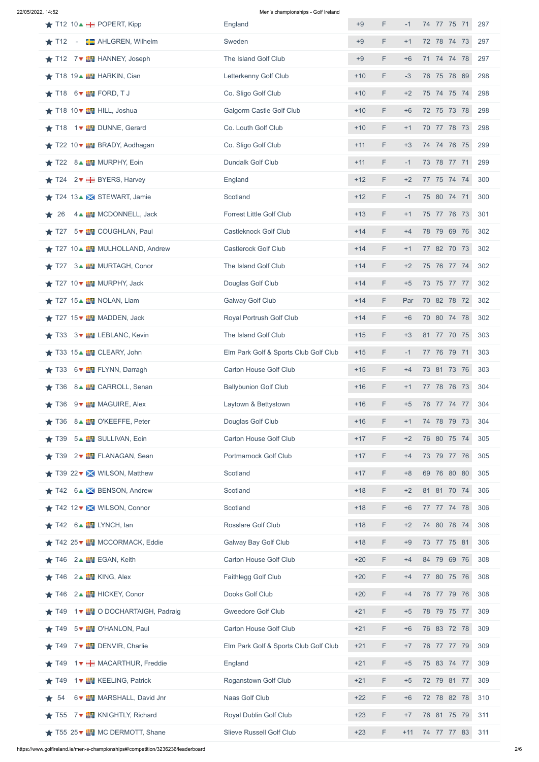| | Pos | Move | Player | Club/Country | To Par | Thru | Today | R1 | R2 | R3 | R4 | Total |
|---|---|---|---|---|---|---|---|---|---|---|---|---|
| ★ | T12 | 10▲ | POPERT, Kipp | England | +9 | F | -1 | 74 | 77 | 75 | 71 | 297 |
| ★ | T12 | - | AHLGREN, Wilhelm | Sweden | +9 | F | +1 | 72 | 78 | 74 | 73 | 297 |
| ★ | T12 | 7▼ | HANNEY, Joseph | The Island Golf Club | +9 | F | +6 | 71 | 74 | 74 | 78 | 297 |
| ★ | T18 | 19▲ | HARKIN, Cian | Letterkenny Golf Club | +10 | F | -3 | 76 | 75 | 78 | 69 | 298 |
| ★ | T18 | 6▼ | FORD, T J | Co. Sligo Golf Club | +10 | F | +2 | 75 | 74 | 75 | 74 | 298 |
| ★ | T18 | 10▼ | HILL, Joshua | Galgorm Castle Golf Club | +10 | F | +6 | 72 | 75 | 73 | 78 | 298 |
| ★ | T18 | 1▼ | DUNNE, Gerard | Co. Louth Golf Club | +10 | F | +1 | 70 | 77 | 78 | 73 | 298 |
| ★ | T22 | 10▼ | BRADY, Aodhagan | Co. Sligo Golf Club | +11 | F | +3 | 74 | 74 | 76 | 75 | 299 |
| ★ | T22 | 8▲ | MURPHY, Eoin | Dundalk Golf Club | +11 | F | -1 | 73 | 78 | 77 | 71 | 299 |
| ★ | T24 | 2▼ | BYERS, Harvey | England | +12 | F | +2 | 77 | 75 | 74 | 74 | 300 |
| ★ | T24 | 13▲ | STEWART, Jamie | Scotland | +12 | F | -1 | 75 | 80 | 74 | 71 | 300 |
| ★ | 26 | 4▲ | MCDONNELL, Jack | Forrest Little Golf Club | +13 | F | +1 | 75 | 77 | 76 | 73 | 301 |
| ★ | T27 | 5▼ | COUGHLAN, Paul | Castleknock Golf Club | +14 | F | +4 | 78 | 79 | 69 | 76 | 302 |
| ★ | T27 | 10▲ | MULHOLLAND, Andrew | Castlerock Golf Club | +14 | F | +1 | 77 | 82 | 70 | 73 | 302 |
| ★ | T27 | 3▲ | MURTAGH, Conor | The Island Golf Club | +14 | F | +2 | 75 | 76 | 77 | 74 | 302 |
| ★ | T27 | 10▼ | MURPHY, Jack | Douglas Golf Club | +14 | F | +5 | 73 | 75 | 77 | 77 | 302 |
| ★ | T27 | 15▲ | NOLAN, Liam | Galway Golf Club | +14 | F | Par | 70 | 82 | 78 | 72 | 302 |
| ★ | T27 | 15▼ | MADDEN, Jack | Royal Portrush Golf Club | +14 | F | +6 | 70 | 80 | 74 | 78 | 302 |
| ★ | T33 | 3▼ | LEBLANC, Kevin | The Island Golf Club | +15 | F | +3 | 81 | 77 | 70 | 75 | 303 |
| ★ | T33 | 15▲ | CLEARY, John | Elm Park Golf & Sports Club Golf Club | +15 | F | -1 | 77 | 76 | 79 | 71 | 303 |
| ★ | T33 | 6▼ | FLYNN, Darragh | Carton House Golf Club | +15 | F | +4 | 73 | 81 | 73 | 76 | 303 |
| ★ | T36 | 8▲ | CARROLL, Senan | Ballybunion Golf Club | +16 | F | +1 | 77 | 78 | 76 | 73 | 304 |
| ★ | T36 | 9▼ | MAGUIRE, Alex | Laytown & Bettystown | +16 | F | +5 | 76 | 77 | 74 | 77 | 304 |
| ★ | T36 | 8▲ | O'KEEFFE, Peter | Douglas Golf Club | +16 | F | +1 | 74 | 78 | 79 | 73 | 304 |
| ★ | T39 | 5▲ | SULLIVAN, Eoin | Carton House Golf Club | +17 | F | +2 | 76 | 80 | 75 | 74 | 305 |
| ★ | T39 | 2▼ | FLANAGAN, Sean | Portmarnock Golf Club | +17 | F | +4 | 73 | 79 | 77 | 76 | 305 |
| ★ | T39 | 22▼ | WILSON, Matthew | Scotland | +17 | F | +8 | 69 | 76 | 80 | 80 | 305 |
| ★ | T42 | 6▲ | BENSON, Andrew | Scotland | +18 | F | +2 | 81 | 81 | 70 | 74 | 306 |
| ★ | T42 | 12▼ | WILSON, Connor | Scotland | +18 | F | +6 | 77 | 77 | 74 | 78 | 306 |
| ★ | T42 | 6▲ | LYNCH, Ian | Rosslare Golf Club | +18 | F | +2 | 74 | 80 | 78 | 74 | 306 |
| ★ | T42 | 25▼ | MCCORMACK, Eddie | Galway Bay Golf Club | +18 | F | +9 | 73 | 77 | 75 | 81 | 306 |
| ★ | T46 | 2▲ | EGAN, Keith | Carton House Golf Club | +20 | F | +4 | 84 | 79 | 69 | 76 | 308 |
| ★ | T46 | 2▲ | KING, Alex | Faithlegg Golf Club | +20 | F | +4 | 77 | 80 | 75 | 76 | 308 |
| ★ | T46 | 2▲ | HICKEY, Conor | Dooks Golf Club | +20 | F | +4 | 76 | 77 | 79 | 76 | 308 |
| ★ | T49 | 1▼ | O DOCHARTAIGH, Padraig | Gweedore Golf Club | +21 | F | +5 | 78 | 79 | 75 | 77 | 309 |
| ★ | T49 | 5▼ | O'HANLON, Paul | Carton House Golf Club | +21 | F | +6 | 76 | 83 | 72 | 78 | 309 |
| ★ | T49 | 7▼ | DENVIR, Charlie | Elm Park Golf & Sports Club Golf Club | +21 | F | +7 | 76 | 77 | 77 | 79 | 309 |
| ★ | T49 | 1▼ | MACARTHUR, Freddie | England | +21 | F | +5 | 75 | 83 | 74 | 77 | 309 |
| ★ | T49 | 1▼ | KEELING, Patrick | Roganstown Golf Club | +21 | F | +5 | 72 | 79 | 81 | 77 | 309 |
| ★ | 54 | 6▼ | MARSHALL, David Jnr | Naas Golf Club | +22 | F | +6 | 72 | 78 | 82 | 78 | 310 |
| ★ | T55 | 7▼ | KNIGHTLY, Richard | Royal Dublin Golf Club | +23 | F | +7 | 76 | 81 | 75 | 79 | 311 |
| ★ | T55 | 25▼ | MC DERMOTT, Shane | Slieve Russell Golf Club | +23 | F | +11 | 74 | 77 | 77 | 83 | 311 |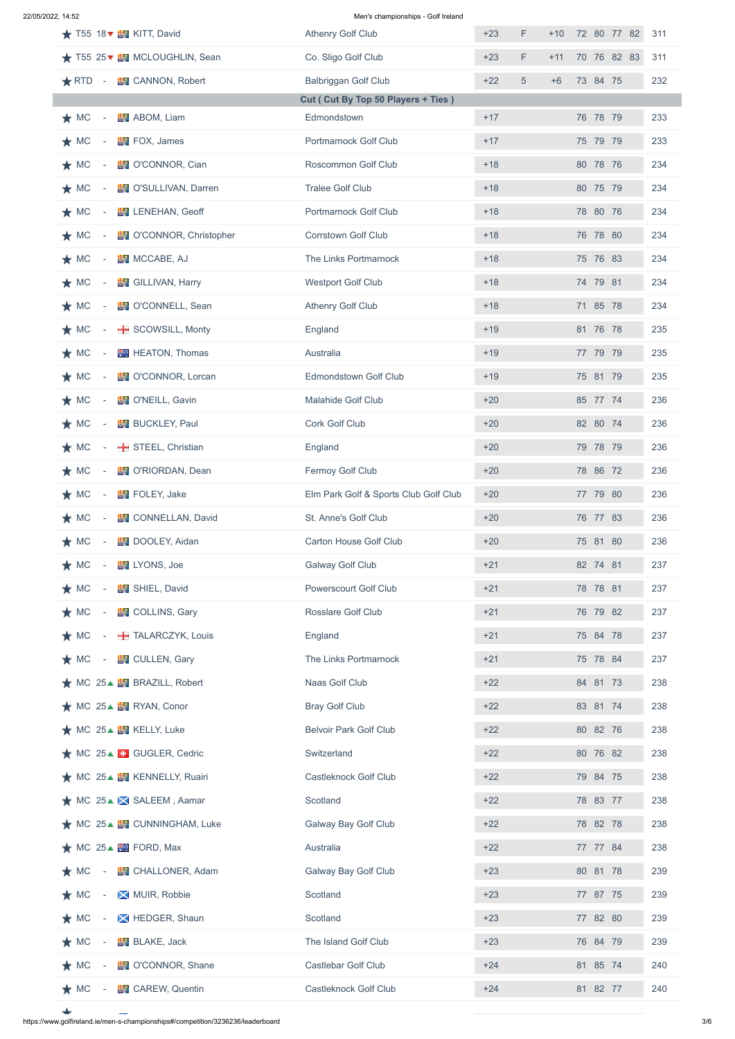| Pos | Move | Player | Club | To Par | Thru | Today | R1 | R2 | R3 | R4 | Total |
|---|---|---|---|---|---|---|---|---|---|---|---|
| T55 | 18▼ | KITT, David | Athenry Golf Club | +23 | F | +10 | 72 | 80 | 77 | 82 | 311 |
| T55 | 25▼ | MCLOUGHLIN, Sean | Co. Sligo Golf Club | +23 | F | +11 | 70 | 76 | 82 | 83 | 311 |
| RTD | - | CANNON, Robert | Balbriggan Golf Club | +22 | 5 | +6 | 73 | 84 | 75 | | 232 |
| **Cut ( Cut By Top 50 Players + Ties )** | | | | | | | | | | | |
| MC | - | ABOM, Liam | Edmondstown | +17 | | | 76 | 78 | 79 | | 233 |
| MC | - | FOX, James | Portmarnock Golf Club | +17 | | | 75 | 79 | 79 | | 233 |
| MC | - | O'CONNOR, Cian | Roscommon Golf Club | +18 | | | 80 | 78 | 76 | | 234 |
| MC | - | O'SULLIVAN, Darren | Tralee Golf Club | +18 | | | 80 | 75 | 79 | | 234 |
| MC | - | LENEHAN, Geoff | Portmarnock Golf Club | +18 | | | 78 | 80 | 76 | | 234 |
| MC | - | O'CONNOR, Christopher | Corrstown Golf Club | +18 | | | 76 | 78 | 80 | | 234 |
| MC | - | MCCABE, AJ | The Links Portmarnock | +18 | | | 75 | 76 | 83 | | 234 |
| MC | - | GILLIVAN, Harry | Westport Golf Club | +18 | | | 74 | 79 | 81 | | 234 |
| MC | - | O'CONNELL, Sean | Athenry Golf Club | +18 | | | 71 | 85 | 78 | | 234 |
| MC | - | SCOWSILL, Monty | England | +19 | | | 81 | 76 | 78 | | 235 |
| MC | - | HEATON, Thomas | Australia | +19 | | | 77 | 79 | 79 | | 235 |
| MC | - | O'CONNOR, Lorcan | Edmondstown Golf Club | +19 | | | 75 | 81 | 79 | | 235 |
| MC | - | O'NEILL, Gavin | Malahide Golf Club | +20 | | | 85 | 77 | 74 | | 236 |
| MC | - | BUCKLEY, Paul | Cork Golf Club | +20 | | | 82 | 80 | 74 | | 236 |
| MC | - | STEEL, Christian | England | +20 | | | 79 | 78 | 79 | | 236 |
| MC | - | O'RIORDAN, Dean | Fermoy Golf Club | +20 | | | 78 | 86 | 72 | | 236 |
| MC | - | FOLEY, Jake | Elm Park Golf & Sports Club Golf Club | +20 | | | 77 | 79 | 80 | | 236 |
| MC | - | CONNELLAN, David | St. Anne's Golf Club | +20 | | | 76 | 77 | 83 | | 236 |
| MC | - | DOOLEY, Aidan | Carton House Golf Club | +20 | | | 75 | 81 | 80 | | 236 |
| MC | - | LYONS, Joe | Galway Golf Club | +21 | | | 82 | 74 | 81 | | 237 |
| MC | - | SHIEL, David | Powerscourt Golf Club | +21 | | | 78 | 78 | 81 | | 237 |
| MC | - | COLLINS, Gary | Rosslare Golf Club | +21 | | | 76 | 79 | 82 | | 237 |
| MC | - | TALARCZYK, Louis | England | +21 | | | 75 | 84 | 78 | | 237 |
| MC | - | CULLEN, Gary | The Links Portmarnock | +21 | | | 75 | 78 | 84 | | 237 |
| MC | 25▲ | BRAZILL, Robert | Naas Golf Club | +22 | | | 84 | 81 | 73 | | 238 |
| MC | 25▲ | RYAN, Conor | Bray Golf Club | +22 | | | 83 | 81 | 74 | | 238 |
| MC | 25▲ | KELLY, Luke | Belvoir Park Golf Club | +22 | | | 80 | 82 | 76 | | 238 |
| MC | 25▲ | GUGLER, Cedric | Switzerland | +22 | | | 80 | 76 | 82 | | 238 |
| MC | 25▲ | KENNELLY, Ruairi | Castleknock Golf Club | +22 | | | 79 | 84 | 75 | | 238 |
| MC | 25▲ | SALEEM , Aamar | Scotland | +22 | | | 78 | 83 | 77 | | 238 |
| MC | 25▲ | CUNNINGHAM, Luke | Galway Bay Golf Club | +22 | | | 78 | 82 | 78 | | 238 |
| MC | 25▲ | FORD, Max | Australia | +22 | | | 77 | 77 | 84 | | 238 |
| MC | - | CHALLONER, Adam | Galway Bay Golf Club | +23 | | | 80 | 81 | 78 | | 239 |
| MC | - | MUIR, Robbie | Scotland | +23 | | | 77 | 87 | 75 | | 239 |
| MC | - | HEDGER, Shaun | Scotland | +23 | | | 77 | 82 | 80 | | 239 |
| MC | - | BLAKE, Jack | The Island Golf Club | +23 | | | 76 | 84 | 79 | | 239 |
| MC | - | O'CONNOR, Shane | Castlebar Golf Club | +24 | | | 81 | 85 | 74 | | 240 |
| MC | - | CAREW, Quentin | Castleknock Golf Club | +24 | | | 81 | 82 | 77 | | 240 |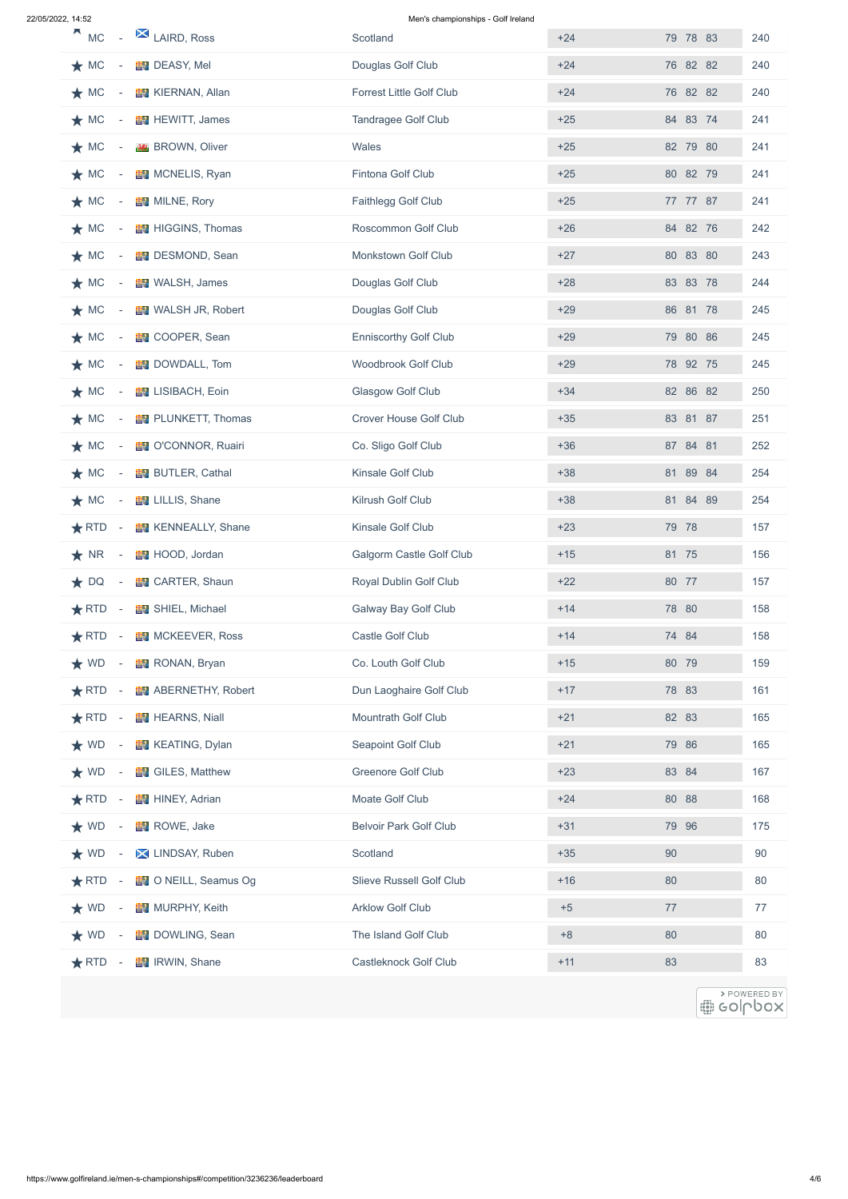| Pos | | Player | Club | To Par | R1 | R2 | R3 | Total |
|---|---|---|---|---|---|---|---|---|
| MC | - | LAIRD, Ross | Scotland | +24 | 79 | 78 | 83 | 240 |
| MC | - | DEASY, Mel | Douglas Golf Club | +24 | 76 | 82 | 82 | 240 |
| MC | - | KIERNAN, Allan | Forrest Little Golf Club | +24 | 76 | 82 | 82 | 240 |
| MC | - | HEWITT, James | Tandragee Golf Club | +25 | 84 | 83 | 74 | 241 |
| MC | - | BROWN, Oliver | Wales | +25 | 82 | 79 | 80 | 241 |
| MC | - | MCNELIS, Ryan | Fintona Golf Club | +25 | 80 | 82 | 79 | 241 |
| MC | - | MILNE, Rory | Faithlegg Golf Club | +25 | 77 | 77 | 87 | 241 |
| MC | - | HIGGINS, Thomas | Roscommon Golf Club | +26 | 84 | 82 | 76 | 242 |
| MC | - | DESMOND, Sean | Monkstown Golf Club | +27 | 80 | 83 | 80 | 243 |
| MC | - | WALSH, James | Douglas Golf Club | +28 | 83 | 83 | 78 | 244 |
| MC | - | WALSH JR, Robert | Douglas Golf Club | +29 | 86 | 81 | 78 | 245 |
| MC | - | COOPER, Sean | Enniscorthy Golf Club | +29 | 79 | 80 | 86 | 245 |
| MC | - | DOWDALL, Tom | Woodbrook Golf Club | +29 | 78 | 92 | 75 | 245 |
| MC | - | LISIBACH, Eoin | Glasgow Golf Club | +34 | 82 | 86 | 82 | 250 |
| MC | - | PLUNKETT, Thomas | Crover House Golf Club | +35 | 83 | 81 | 87 | 251 |
| MC | - | O'CONNOR, Ruairi | Co. Sligo Golf Club | +36 | 87 | 84 | 81 | 252 |
| MC | - | BUTLER, Cathal | Kinsale Golf Club | +38 | 81 | 89 | 84 | 254 |
| MC | - | LILLIS, Shane | Kilrush Golf Club | +38 | 81 | 84 | 89 | 254 |
| RTD | - | KENNEALLY, Shane | Kinsale Golf Club | +23 | 79 | 78 | | 157 |
| NR | - | HOOD, Jordan | Galgorm Castle Golf Club | +15 | 81 | 75 | | 156 |
| DQ | - | CARTER, Shaun | Royal Dublin Golf Club | +22 | 80 | 77 | | 157 |
| RTD | - | SHIEL, Michael | Galway Bay Golf Club | +14 | 78 | 80 | | 158 |
| RTD | - | MCKEEVER, Ross | Castle Golf Club | +14 | 74 | 84 | | 158 |
| WD | - | RONAN, Bryan | Co. Louth Golf Club | +15 | 80 | 79 | | 159 |
| RTD | - | ABERNETHY, Robert | Dun Laoghaire Golf Club | +17 | 78 | 83 | | 161 |
| RTD | - | HEARNS, Niall | Mountrath Golf Club | +21 | 82 | 83 | | 165 |
| WD | - | KEATING, Dylan | Seapoint Golf Club | +21 | 79 | 86 | | 165 |
| WD | - | GILES, Matthew | Greenore Golf Club | +23 | 83 | 84 | | 167 |
| RTD | - | HINEY, Adrian | Moate Golf Club | +24 | 80 | 88 | | 168 |
| WD | - | ROWE, Jake | Belvoir Park Golf Club | +31 | 79 | 96 | | 175 |
| WD | - | LINDSAY, Ruben | Scotland | +35 | 90 | | | 90 |
| RTD | - | O NEILL, Seamus Og | Slieve Russell Golf Club | +16 | 80 | | | 80 |
| WD | - | MURPHY, Keith | Arklow Golf Club | +5 | 77 | | | 77 |
| WD | - | DOWLING, Sean | The Island Golf Club | +8 | 80 | | | 80 |
| RTD | - | IRWIN, Shane | Castleknock Golf Club | +11 | 83 | | | 83 |

> POWERED BY golfbox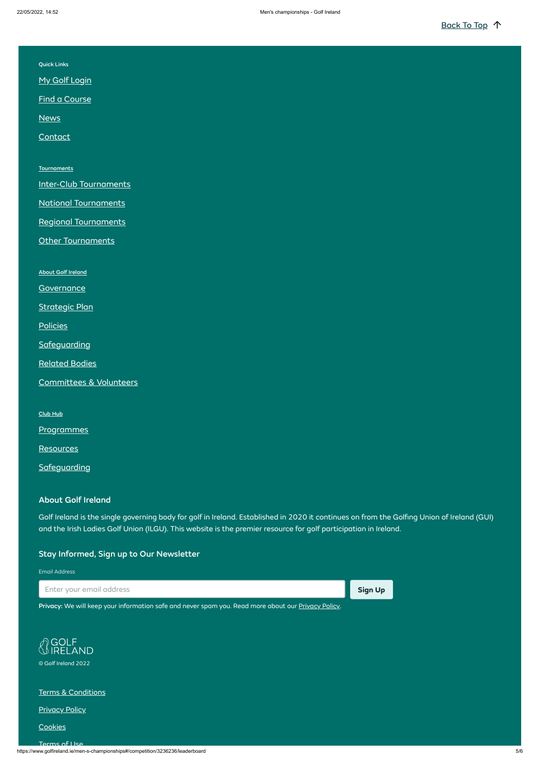Back To Top ↑

Quick Links

My Golf Login

Find a Course

News

Contact

Tournaments

Inter-Club Tournaments

National Tournaments

Regional Tournaments

Other Tournaments

About Golf Ireland

Governance

Strategic Plan

Policies

Safeguarding

Related Bodies

Committees & Volunteers

Club Hub

Programmes

Resources

Safeguarding

### About Golf Ireland

Golf Ireland is the single governing body for golf in Ireland. Established in 2020 it continues on from the Golfing Union of Ireland (GUI) and the Irish Ladies Golf Union (ILGU). This website is the premier resource for golf participation in Ireland.

### Stay Informed, Sign up to Our Newsletter

Email Address

Enter your email address

**Sign Up**

**Privacy:** We will keep your information safe and never spam you. Read more about our Privacy Policy.

GOLF IRELAND

© Golf Ireland 2022

Terms & Conditions

Privacy Policy

Cookies

Terms of Use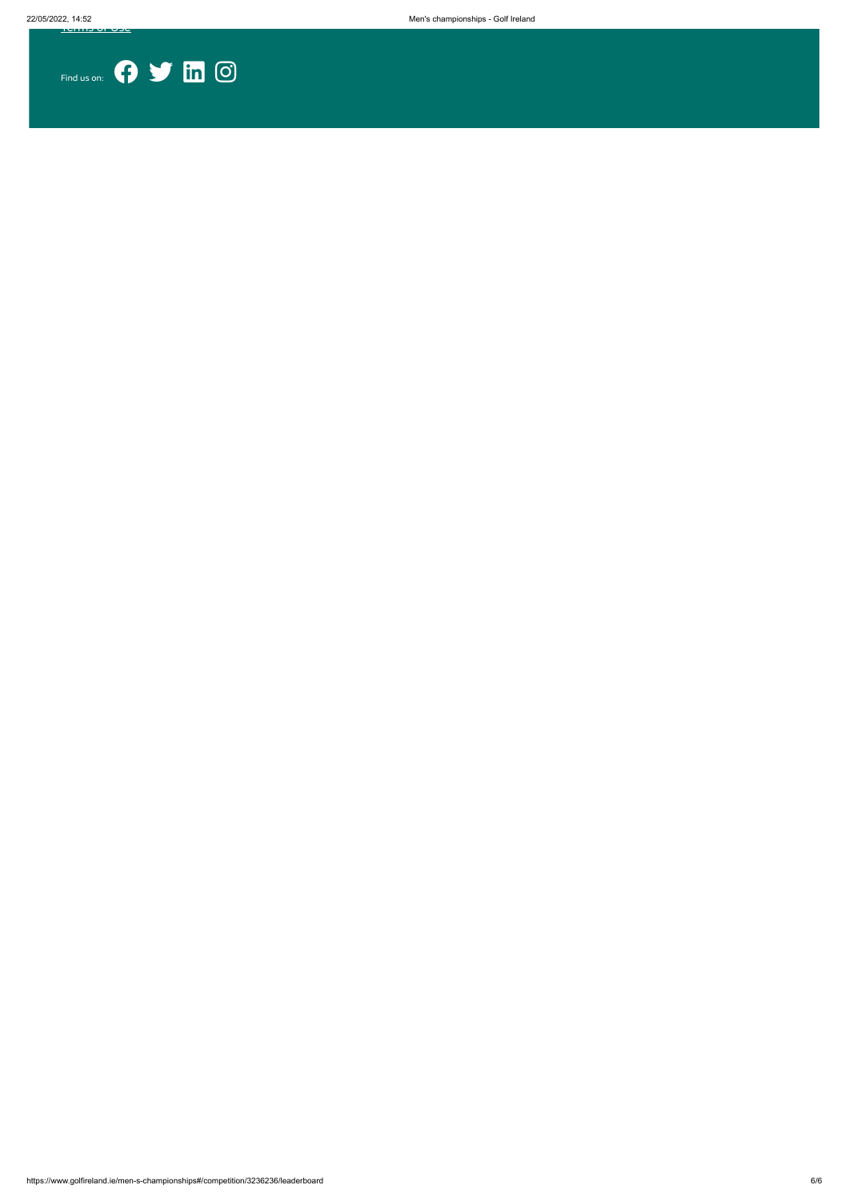Terms of Use

Find us on: